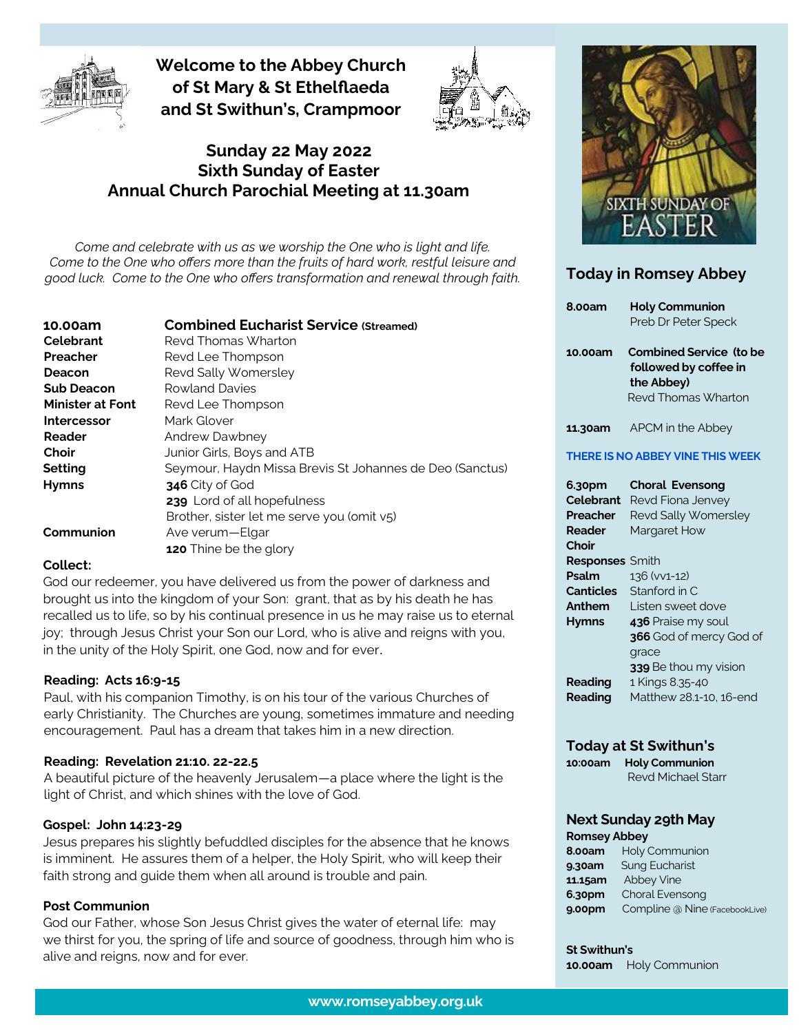# Welcome to the Abbey Church of St Mary & St Ethelflaeda and St Swithun's, Crampmoor

## Sunday 22 May 2022
## Sixth Sunday of Easter
## Annual Church Parochial Meeting at 11.30am

*Come and celebrate with us as we worship the One who is light and life. Come to the One who offers more than the fruits of hard work, restful leisure and good luck. Come to the One who offers transformation and renewal through faith.*

| **10.00am** | **Combined Eucharist Service (Streamed)** |
|---|---|
| **Celebrant** | Revd Thomas Wharton |
| **Preacher** | Revd Lee Thompson |
| **Deacon** | Revd Sally Womersley |
| **Sub Deacon** | Rowland Davies |
| **Minister at Font** | Revd Lee Thompson |
| **Intercessor** | Mark Glover |
| **Reader** | Andrew Dawbney |
| **Choir** | Junior Girls, Boys and ATB |
| **Setting** | Seymour, Haydn Missa Brevis St Johannes de Deo (Sanctus) |
| **Hymns** | **346** City of God |
| | **239** Lord of all hopefulness |
| | Brother, sister let me serve you (omit v5) |
| **Communion** | Ave verum—Elgar |
| | **120** Thine be the glory |

**Collect:**
God our redeemer, you have delivered us from the power of darkness and brought us into the kingdom of your Son: grant, that as by his death he has recalled us to life, so by his continual presence in us he may raise us to eternal joy; through Jesus Christ your Son our Lord, who is alive and reigns with you, in the unity of the Holy Spirit, one God, now and for ever.

**Reading: Acts 16:9-15**
Paul, with his companion Timothy, is on his tour of the various Churches of early Christianity. The Churches are young, sometimes immature and needing encouragement. Paul has a dream that takes him in a new direction.

**Reading: Revelation 21:10. 22-22.5**
A beautiful picture of the heavenly Jerusalem—a place where the light is the light of Christ, and which shines with the love of God.

**Gospel: John 14:23-29**
Jesus prepares his slightly befuddled disciples for the absence that he knows is imminent. He assures them of a helper, the Holy Spirit, who will keep their faith strong and guide them when all around is trouble and pain.

**Post Communion**
God our Father, whose Son Jesus Christ gives the water of eternal life: may we thirst for you, the spring of life and source of goodness, through him who is alive and reigns, now and for ever.

SIXTH SUNDAY OF EASTER

## Today in Romsey Abbey

| | |
|---|---|
| **8.00am** | **Holy Communion** Preb Dr Peter Speck |
| **10.00am** | **Combined Service (to be followed by coffee in the Abbey)** Revd Thomas Wharton |
| **11.30am** | APCM in the Abbey |

**THERE IS NO ABBEY VINE THIS WEEK**

| | |
|---|---|
| **6.30pm** | **Choral Evensong** |
| **Celebrant** | Revd Fiona Jenvey |
| **Preacher** | Revd Sally Womersley |
| **Reader** | Margaret How |
| **Choir** | |
| **Responses** | Smith |
| **Psalm** | 136 (vv1-12) |
| **Canticles** | Stanford in C |
| **Anthem** | Listen sweet dove |
| **Hymns** | **436** Praise my soul |
| | **366** God of mercy God of grace |
| | **339** Be thou my vision |
| **Reading** | 1 Kings 8.35-40 |
| **Reading** | Matthew 28.1-10, 16-end |

## Today at St Swithun's

**10:00am** **Holy Communion** Revd Michael Starr

## Next Sunday 29th May

**Romsey Abbey**

| | |
|---|---|
| **8.00am** | Holy Communion |
| **9.30am** | Sung Eucharist |
| **11.15am** | Abbey Vine |
| **6.30pm** | Choral Evensong |
| **9.00pm** | Compline @ Nine (FacebookLive) |

**St Swithun's**
**10.00am** Holy Communion

www.romseyabbey.org.uk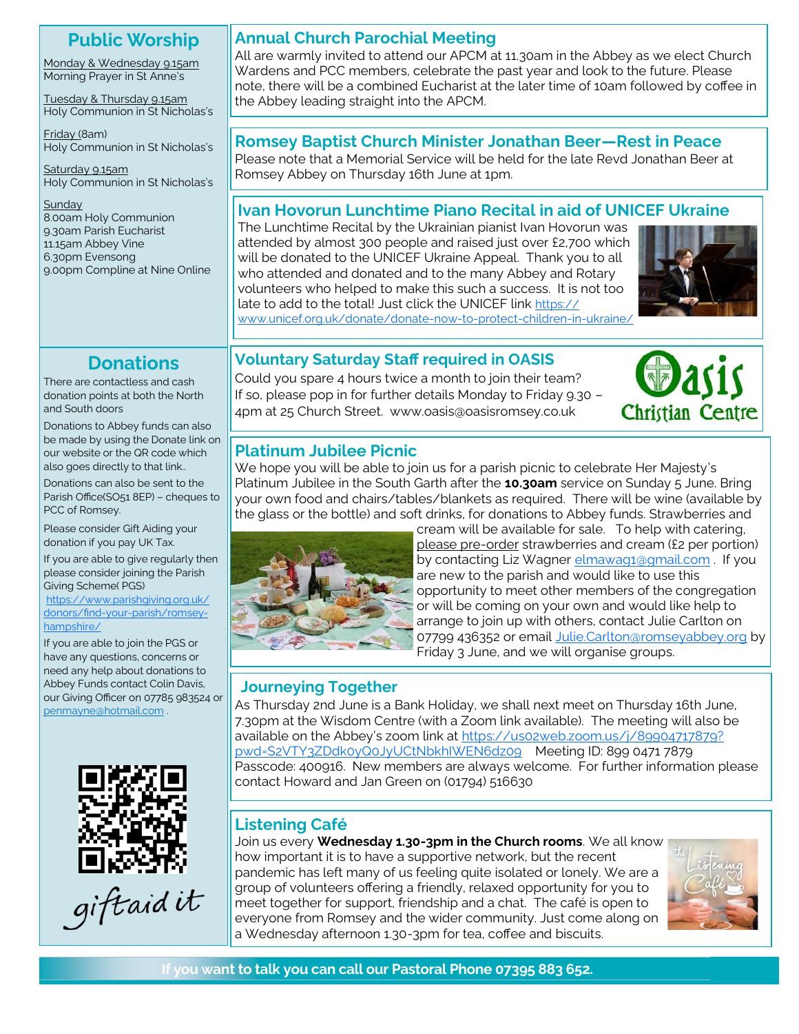## Public Worship

Monday & Wednesday 9.15am
Morning Prayer in St Anne's

Tuesday & Thursday 9.15am
Holy Communion in St Nicholas's

Friday (8am)
Holy Communion in St Nicholas's

Saturday 9.15am
Holy Communion in St Nicholas's

Sunday
8.00am Holy Communion
9.30am Parish Eucharist
11.15am Abbey Vine
6.30pm Evensong
9.00pm Compline at Nine Online

## Donations

There are contactless and cash donation points at both the North and South doors

Donations to Abbey funds can also be made by using the Donate link on our website or the QR code which also goes directly to that link..

Donations can also be sent to the Parish Office(SO51 8EP) – cheques to PCC of Romsey.

Please consider Gift Aiding your donation if you pay UK Tax.

If you are able to give regularly then please consider joining the Parish Giving Scheme( PGS) https://www.parishgiving.org.uk/donors/find-your-parish/romsey-hampshire/

If you are able to join the PGS or have any questions, concerns or need any help about donations to Abbey Funds contact Colin Davis, our Giving Officer on 07785 983524 or penmayne@hotmail.com .

giftaid it

## Annual Church Parochial Meeting

All are warmly invited to attend our APCM at 11.30am in the Abbey as we elect Church Wardens and PCC members, celebrate the past year and look to the future. Please note, there will be a combined Eucharist at the later time of 10am followed by coffee in the Abbey leading straight into the APCM.

## Romsey Baptist Church Minister Jonathan Beer—Rest in Peace

Please note that a Memorial Service will be held for the late Revd Jonathan Beer at Romsey Abbey on Thursday 16th June at 1pm.

## Ivan Hovorun Lunchtime Piano Recital in aid of UNICEF Ukraine

The Lunchtime Recital by the Ukrainian pianist Ivan Hovorun was attended by almost 300 people and raised just over £2,700 which will be donated to the UNICEF Ukraine Appeal. Thank you to all who attended and donated and to the many Abbey and Rotary volunteers who helped to make this such a success. It is not too late to add to the total! Just click the UNICEF link https://www.unicef.org.uk/donate/donate-now-to-protect-children-in-ukraine/

## Voluntary Saturday Staff required in OASIS

Could you spare 4 hours twice a month to join their team? If so, please pop in for further details Monday to Friday 9.30 – 4pm at 25 Church Street. www.oasis@oasisromsey.co.uk

## Platinum Jubilee Picnic

We hope you will be able to join us for a parish picnic to celebrate Her Majesty's Platinum Jubilee in the South Garth after the **10.30am** service on Sunday 5 June. Bring your own food and chairs/tables/blankets as required. There will be wine (available by the glass or the bottle) and soft drinks, for donations to Abbey funds. Strawberries and cream will be available for sale. To help with catering, please pre-order strawberries and cream (£2 per portion) by contacting Liz Wagner elmawag1@gmail.com . If you are new to the parish and would like to use this opportunity to meet other members of the congregation or will be coming on your own and would like help to arrange to join up with others, contact Julie Carlton on 07799 436352 or email Julie.Carlton@romseyabbey.org by Friday 3 June, and we will organise groups.

## Journeying Together

As Thursday 2nd June is a Bank Holiday, we shall next meet on Thursday 16th June, 7.30pm at the Wisdom Centre (with a Zoom link available). The meeting will also be available on the Abbey's zoom link at https://us02web.zoom.us/j/89904717879?pwd=S2VTY3ZDdk0yQ0JyUCtNbkhlWEN6dz09 Meeting ID: 899 0471 7879 Passcode: 400916. New members are always welcome. For further information please contact Howard and Jan Green on (01794) 516630

## Listening Café

Join us every **Wednesday 1.30-3pm in the Church rooms**. We all know how important it is to have a supportive network, but the recent pandemic has left many of us feeling quite isolated or lonely. We are a group of volunteers offering a friendly, relaxed opportunity for you to meet together for support, friendship and a chat. The café is open to everyone from Romsey and the wider community. Just come along on a Wednesday afternoon 1.30-3pm for tea, coffee and biscuits.

**If you want to talk you can call our Pastoral Phone 07395 883 652.**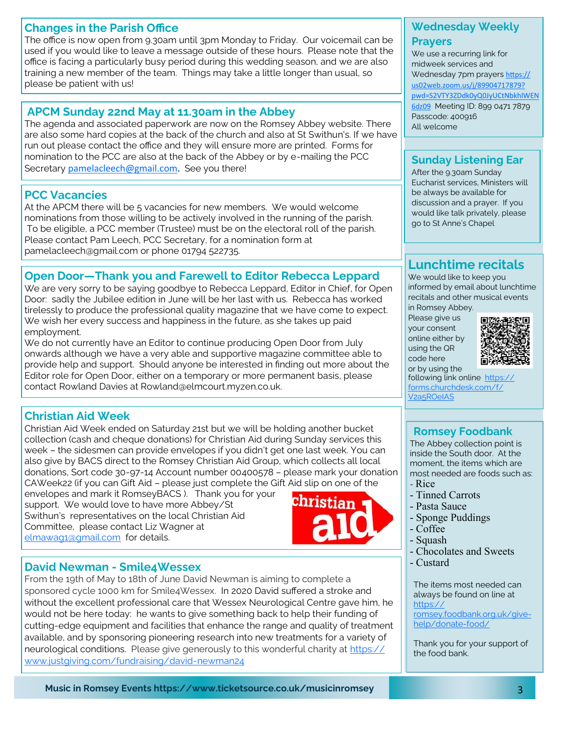## Changes in the Parish Office

The office is now open from 9.30am until 3pm Monday to Friday. Our voicemail can be used if you would like to leave a message outside of these hours. Please note that the office is facing a particularly busy period during this wedding season, and we are also training a new member of the team. Things may take a little longer than usual, so please be patient with us!

## APCM Sunday 22nd May at 11.30am in the Abbey

The agenda and associated paperwork are now on the Romsey Abbey website. There are also some hard copies at the back of the church and also at St Swithun's. If we have run out please contact the office and they will ensure more are printed. Forms for nomination to the PCC are also at the back of the Abbey or by e-mailing the PCC Secretary pamelacleech@gmail.com. See you there!

## PCC Vacancies

At the APCM there will be 5 vacancies for new members. We would welcome nominations from those willing to be actively involved in the running of the parish. To be eligible, a PCC member (Trustee) must be on the electoral roll of the parish. Please contact Pam Leech, PCC Secretary, for a nomination form at pamelacleech@gmail.com or phone 01794 522735.

## Open Door—Thank you and Farewell to Editor Rebecca Leppard

We are very sorry to be saying goodbye to Rebecca Leppard, Editor in Chief, for Open Door: sadly the Jubilee edition in June will be her last with us. Rebecca has worked tirelessly to produce the professional quality magazine that we have come to expect. We wish her every success and happiness in the future, as she takes up paid employment.

We do not currently have an Editor to continue producing Open Door from July onwards although we have a very able and supportive magazine committee able to provide help and support. Should anyone be interested in finding out more about the Editor role for Open Door, either on a temporary or more permanent basis, please contact Rowland Davies at Rowland@elmcourt.myzen.co.uk.

## Christian Aid Week

Christian Aid Week ended on Saturday 21st but we will be holding another bucket collection (cash and cheque donations) for Christian Aid during Sunday services this week – the sidesmen can provide envelopes if you didn't get one last week. You can also give by BACS direct to the Romsey Christian Aid Group, which collects all local donations, Sort code 30-97-14 Account number 00400578 – please mark your donation CAWeek22 (if you can Gift Aid – please just complete the Gift Aid slip on one of the envelopes and mark it RomseyBACS ). Thank you for your support. We would love to have more Abbey/St Swithun's representatives on the local Christian Aid Committee, please contact Liz Wagner at elmawag1@gmail.com for details.

## David Newman - Smile4Wessex

From the 19th of May to 18th of June David Newman is aiming to complete a sponsored cycle 1000 km for Smile4Wessex. In 2020 David suffered a stroke and without the excellent professional care that Wessex Neurological Centre gave him, he would not be here today: he wants to give something back to help their funding of cutting-edge equipment and facilities that enhance the range and quality of treatment available, and by sponsoring pioneering research into new treatments for a variety of neurological conditions. Please give generously to this wonderful charity at https://www.justgiving.com/fundraising/david-newman24

## Wednesday Weekly Prayers

We use a recurring link for midweek services and Wednesday 7pm prayers https://us02web.zoom.us/j/89904717879?pwd=S2VTY3ZDdk0yQ0JyUCtNbkhIWEN6dz09 Meeting ID: 899 0471 7879 Passcode: 400916 All welcome

## Sunday Listening Ear

After the 9.30am Sunday Eucharist services, Ministers will be always be available for discussion and a prayer. If you would like talk privately, please go to St Anne's Chapel

## Lunchtime recitals

We would like to keep you informed by email about lunchtime recitals and other musical events in Romsey Abbey. Please give us your consent online either by using the QR code here or by using the following link online https://forms.churchdesk.com/f/V2a5ROelAS

## Romsey Foodbank

The Abbey collection point is inside the South door. At the moment, the items which are most needed are foods such as:

- Rice
- Tinned Carrots
- Pasta Sauce
- Sponge Puddings
- Coffee
- Squash
- Chocolates and Sweets
- Custard

The items most needed can always be found on line at https://romsey.foodbank.org.uk/give-help/donate-food/

Thank you for your support of the food bank.

**Music in Romsey Events https://www.ticketsource.co.uk/musicinromsey**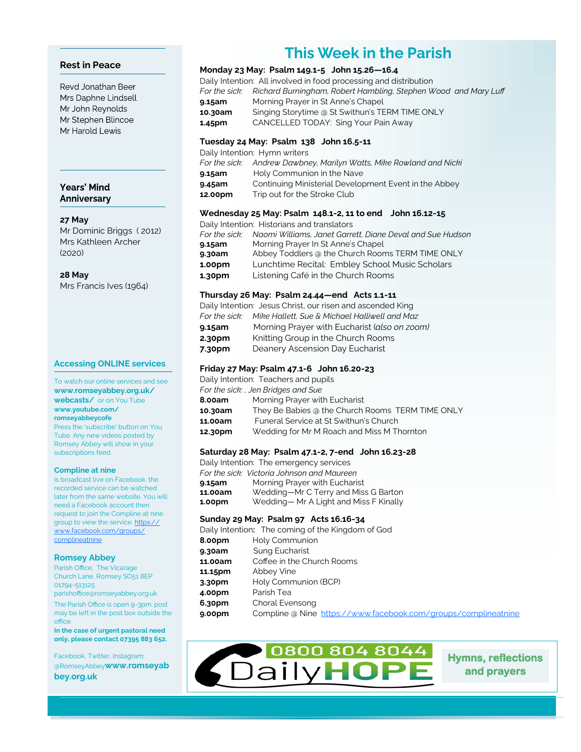## Rest in Peace

Revd Jonathan Beer
Mrs Daphne Lindsell
Mr John Reynolds
Mr Stephen Blincoe
Mr Harold Lewis

## Years' Mind Anniversary

**27 May**
Mr Dominic Briggs ( 2012)
Mrs Kathleen Archer (2020)

**28 May**
Mrs Francis Ives (1964)

## Accessing ONLINE services

To watch our online services and see **www.romseyabbey.org.uk/webcasts/** or on You Tube **www.youtube.com/romseyabbeycofe**
Press the 'subscribe' button on You Tube. Any new videos posted by Romsey Abbey will show in your subscriptions feed.

**Compline at nine**
is broadcast live on Facebook. the recorded service can be watched later from the same website. You will need a Facebook account then request to join the Compline at nine group to view the service. https://www.facebook.com/groups/complineatnine

**Romsey Abbey**
Parish Office, The Vicarage
Church Lane, Romsey SO51 8EP
01794-513125
parishoffice@romseyabbey.org.uk
The Parish Office is open 9-3pm. post may be left in the post box outside the office.
**In the case of urgent pastoral need only, please contact 07395 883 652.**

Facebook, Twitter, Instagram: @RomseyAbbey **www.romseyabbey.org.uk**

# This Week in the Parish

**Monday 23 May: Psalm 149.1-5 John 15.26—16.4**
Daily Intention: All involved in food processing and distribution
*For the sick: Richard Burningham, Robert Hambling, Stephen Wood and Mary Luff*
**9.15am** Morning Prayer in St Anne's Chapel
**10.30am** Singing Storytime @ St Swithun's TERM TIME ONLY
**1.45pm** CANCELLED TODAY: Sing Your Pain Away

**Tuesday 24 May: Psalm 138 John 16.5-11**
Daily Intention: Hymn writers
*For the sick: Andrew Dawbney, Marilyn Watts, Mike Rowland and Nicki*
**9.15am** Holy Communion in the Nave
**9.45am** Continuing Ministerial Development Event in the Abbey
**12.00pm** Trip out for the Stroke Club

**Wednesday 25 May: Psalm 148.1-2, 11 to end John 16.12-15**
Daily Intention: Historians and translators
*For the sick: Naomi Williams, Janet Garrett, Diane Deval and Sue Hudson*
**9.15am** Morning Prayer In St Anne's Chapel
**9.30am** Abbey Toddlers @ the Church Rooms TERM TIME ONLY
**1.00pm** Lunchtime Recital: Embley School Music Scholars
**1.30pm** Listening Café in the Church Rooms

**Thursday 26 May: Psalm 24.44—end Acts 1.1-11**
Daily Intention: Jesus Christ, our risen and ascended King
*For the sick: Mike Hallett, Sue & Michael Halliwell and Maz*
**9.15am** Morning Prayer with Eucharist (*also on zoom)*
**2.30pm** Knitting Group in the Church Rooms
**7.30pm** Deanery Ascension Day Eucharist

**Friday 27 May: Psalm 47.1-6 John 16.20-23**
Daily Intention: Teachers and pupils
*For the sick: , Jen Bridges and Sue*
**8.00am** Morning Prayer with Eucharist
**10.30am** They Be Babies @ the Church Rooms TERM TIME ONLY
**11.00am** Funeral Service at St Swithun's Church
**12.30pm** Wedding for Mr M Roach and Miss M Thornton

**Saturday 28 May: Psalm 47.1-2, 7-end John 16.23-28**
Daily Intention: The emergency services
*For the sick: Victoria Johnson and Maureen*
**9.15am** Morning Prayer with Eucharist
**11.00am** Wedding—Mr C Terry and Miss G Barton
**1.00pm** Wedding— Mr A Light and Miss F Kinally

**Sunday 29 May: Psalm 97 Acts 16.16-34**
Daily Intention**:** The coming of the Kingdom of God
**8.00pm** Holy Communion
**9.30am** Sung Eucharist
**11.00am** Coffee in the Church Rooms
**11.15pm** Abbey Vine
**3.30pm** Holy Communion (BCP)
**4.00pm** Parish Tea
**6.30pm** Choral Evensong
**9.00pm** Compline @ Nine https://www.facebook.com/groups/complineatnine

0800 804 8044 DailyHOPE

**Hymns, reflections and prayers**